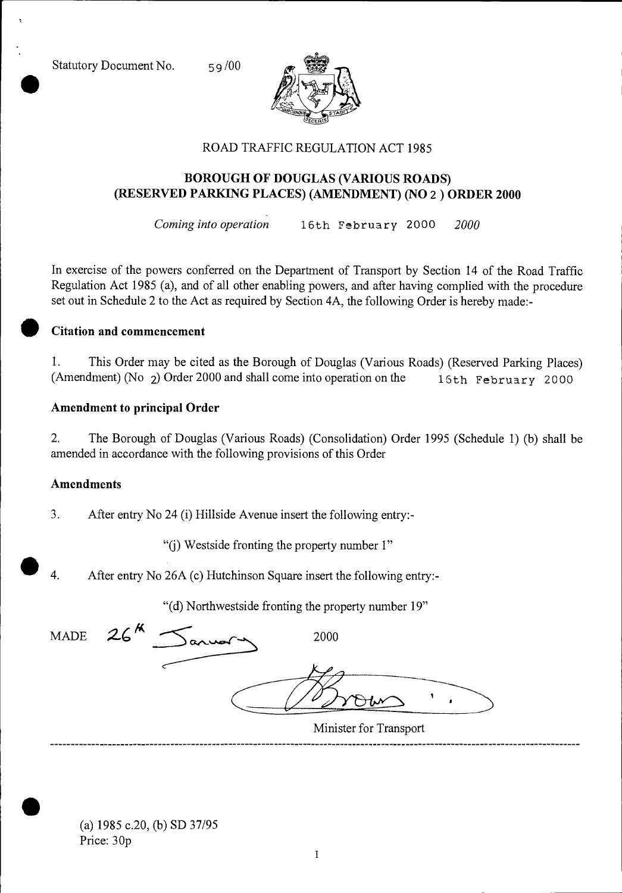Statutory Document No. 59/00

ROAD TRAFFIC REGULATION ACT 1985

## BOROUGH OF DOUGLAS (VARIOUS ROADS) (RESERVED PARKING PLACES) (AMENDMENT) (NO 2 ) ORDER 2000

*Coming into operation* 16th February 2000 *2000*

In exercise of the powers conferred on the Department of Transport by Section 14 of the Road Traffic Regulation Act 1985 (a), and of all other enabling powers, and after having complied with the procedure set out in Schedule 2 to the Act as required by Section 4A, the following Order is hereby made:-

### Citation and commencement

1. This Order may be cited as the Borough of Douglas (Various Roads) (Reserved Parking Places) (Amendment) (No 2) Order 2000 and shall come into operation on the 16th February 2000

### Amendment to principal Order

2. The Borough of Douglas (Various Roads) (Consolidation) Order 1995 (Schedule 1) (b) shall be amended in accordance with the following provisions of this Order

### Amendments

3. After entry No 24 (i) Hillside Avenue insert the following entry:-

   "(j) Westside fronting the property number 1"

4. After entry No 26A (c) Hutchinson Square insert the following entry:-

   "(d) Northwestside fronting the property number 19"

MADE 26th January 2000

Brown

Minister for Transport

---

(a) 1985 c.20, (b) SD 37/95
Price: 30p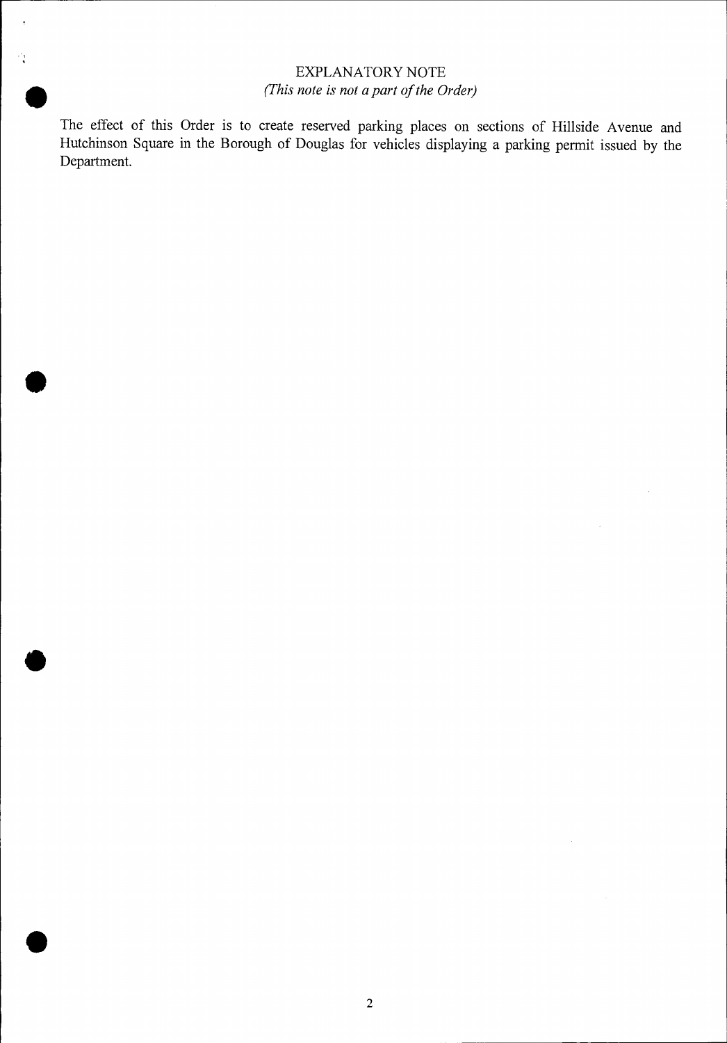# EXPLANATORY NOTE

*(This note is not a part of the Order)*

The effect of this Order is to create reserved parking places on sections of Hillside Avenue and Hutchinson Square in the Borough of Douglas for vehicles displaying a parking permit issued by the Department.